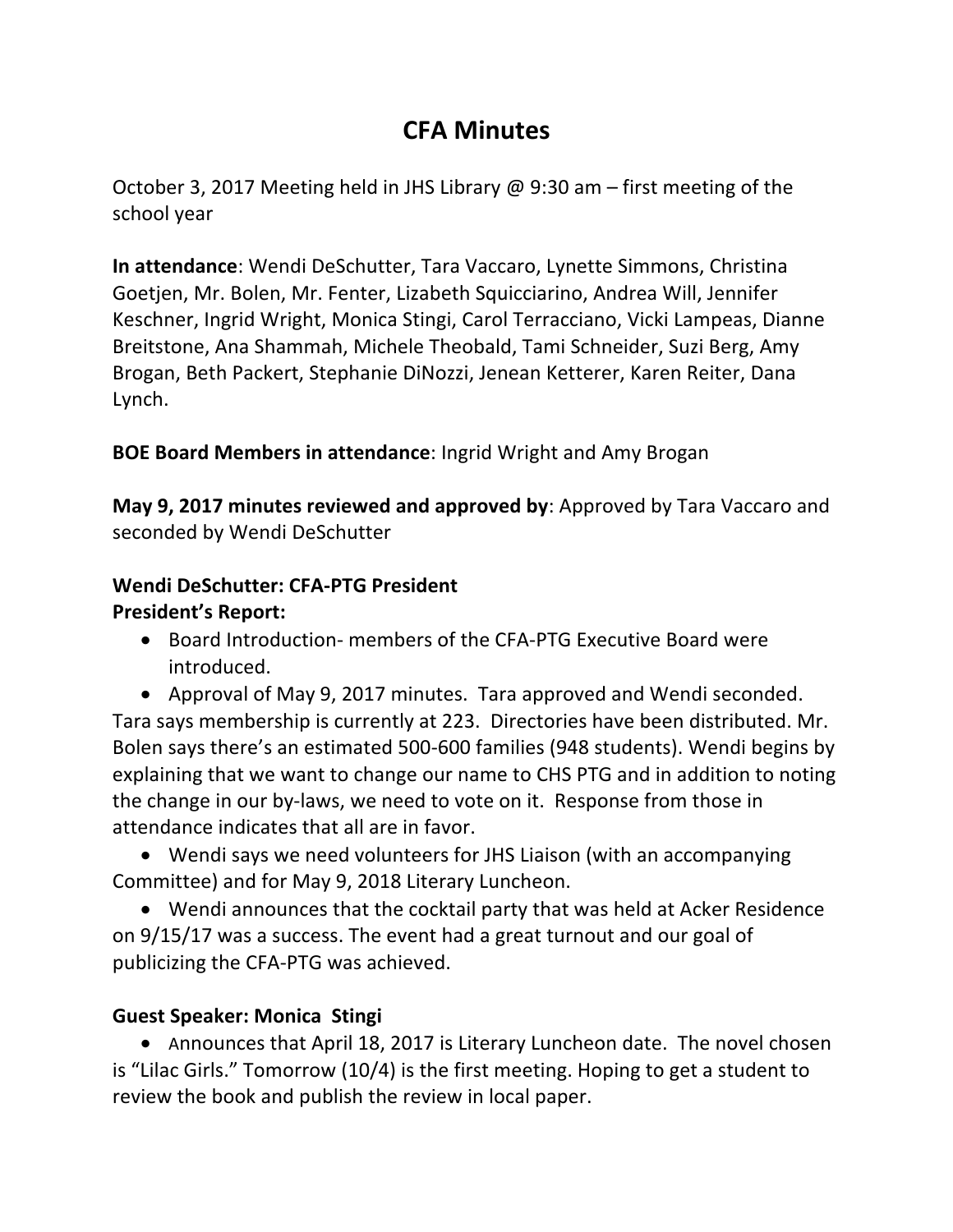# CFA Minutes

October 3, 2017 Meeting held in JHS Library @ 9:30 am – first meeting of the school year

**In attendance**: Wendi DeSchutter, Tara Vaccaro, Lynette Simmons, Christina Goetjen, Mr. Bolen, Mr. Fenter, Lizabeth Squicciarino, Andrea Will, Jennifer Keschner, Ingrid Wright, Monica Stingi, Carol Terracciano, Vicki Lampeas, Dianne Breitstone, Ana Shammah, Michele Theobald, Tami Schneider, Suzi Berg, Amy Brogan, Beth Packert, Stephanie DiNozzi, Jenean Ketterer, Karen Reiter, Dana Lynch.

**BOE Board Members in attendance**: Ingrid Wright and Amy Brogan

**May 9, 2017 minutes reviewed and approved by**: Approved by Tara Vaccaro and seconded by Wendi DeSchutter

**Wendi DeSchutter: CFA-PTG President**
**President's Report:**

- Board Introduction- members of the CFA-PTG Executive Board were introduced.
- Approval of May 9, 2017 minutes. Tara approved and Wendi seconded. Tara says membership is currently at 223. Directories have been distributed. Mr. Bolen says there's an estimated 500-600 families (948 students). Wendi begins by explaining that we want to change our name to CHS PTG and in addition to noting the change in our by-laws, we need to vote on it. Response from those in attendance indicates that all are in favor.
- Wendi says we need volunteers for JHS Liaison (with an accompanying Committee) and for May 9, 2018 Literary Luncheon.
- Wendi announces that the cocktail party that was held at Acker Residence on 9/15/17 was a success. The event had a great turnout and our goal of publicizing the CFA-PTG was achieved.

**Guest Speaker: Monica Stingi**

- Announces that April 18, 2017 is Literary Luncheon date. The novel chosen is "Lilac Girls." Tomorrow (10/4) is the first meeting. Hoping to get a student to review the book and publish the review in local paper.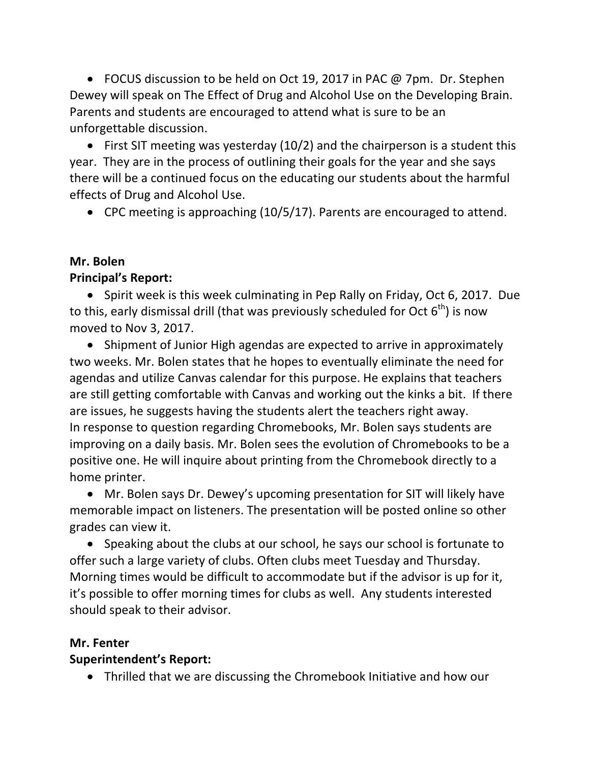- FOCUS discussion to be held on Oct 19, 2017 in PAC @ 7pm. Dr. Stephen Dewey will speak on The Effect of Drug and Alcohol Use on the Developing Brain. Parents and students are encouraged to attend what is sure to be an unforgettable discussion.
- First SIT meeting was yesterday (10/2) and the chairperson is a student this year. They are in the process of outlining their goals for the year and she says there will be a continued focus on the educating our students about the harmful effects of Drug and Alcohol Use.
- CPC meeting is approaching (10/5/17). Parents are encouraged to attend.

**Mr. Bolen**
**Principal's Report:**

- Spirit week is this week culminating in Pep Rally on Friday, Oct 6, 2017. Due to this, early dismissal drill (that was previously scheduled for Oct 6th) is now moved to Nov 3, 2017.
- Shipment of Junior High agendas are expected to arrive in approximately two weeks. Mr. Bolen states that he hopes to eventually eliminate the need for agendas and utilize Canvas calendar for this purpose. He explains that teachers are still getting comfortable with Canvas and working out the kinks a bit. If there are issues, he suggests having the students alert the teachers right away.
  In response to question regarding Chromebooks, Mr. Bolen says students are improving on a daily basis. Mr. Bolen sees the evolution of Chromebooks to be a positive one. He will inquire about printing from the Chromebook directly to a home printer.
- Mr. Bolen says Dr. Dewey's upcoming presentation for SIT will likely have memorable impact on listeners. The presentation will be posted online so other grades can view it.
- Speaking about the clubs at our school, he says our school is fortunate to offer such a large variety of clubs. Often clubs meet Tuesday and Thursday. Morning times would be difficult to accommodate but if the advisor is up for it, it's possible to offer morning times for clubs as well. Any students interested should speak to their advisor.

**Mr. Fenter**
**Superintendent's Report:**

- Thrilled that we are discussing the Chromebook Initiative and how our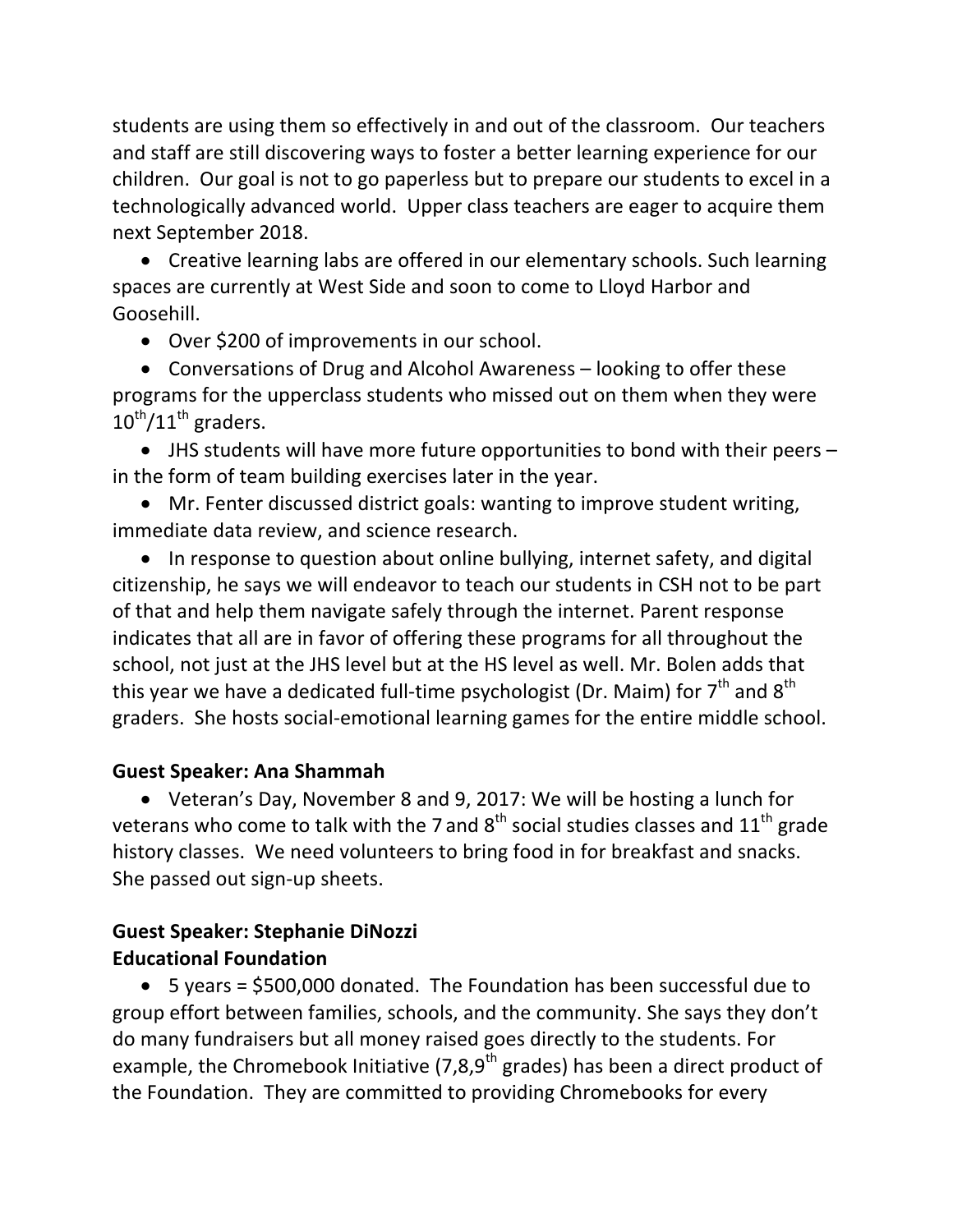students are using them so effectively in and out of the classroom. Our teachers and staff are still discovering ways to foster a better learning experience for our children. Our goal is not to go paperless but to prepare our students to excel in a technologically advanced world. Upper class teachers are eager to acquire them next September 2018.

- Creative learning labs are offered in our elementary schools. Such learning spaces are currently at West Side and soon to come to Lloyd Harbor and Goosehill.
- Over $200 of improvements in our school.
- Conversations of Drug and Alcohol Awareness – looking to offer these programs for the upperclass students who missed out on them when they were 10th/11th graders.
- JHS students will have more future opportunities to bond with their peers – in the form of team building exercises later in the year.
- Mr. Fenter discussed district goals: wanting to improve student writing, immediate data review, and science research.
- In response to question about online bullying, internet safety, and digital citizenship, he says we will endeavor to teach our students in CSH not to be part of that and help them navigate safely through the internet. Parent response indicates that all are in favor of offering these programs for all throughout the school, not just at the JHS level but at the HS level as well. Mr. Bolen adds that this year we have a dedicated full-time psychologist (Dr. Maim) for 7th and 8th graders. She hosts social-emotional learning games for the entire middle school.

**Guest Speaker: Ana Shammah**

- Veteran's Day, November 8 and 9, 2017: We will be hosting a lunch for veterans who come to talk with the 7 and 8th social studies classes and 11th grade history classes. We need volunteers to bring food in for breakfast and snacks. She passed out sign-up sheets.

**Guest Speaker: Stephanie DiNozzi**
**Educational Foundation**

- 5 years = $500,000 donated. The Foundation has been successful due to group effort between families, schools, and the community. She says they don't do many fundraisers but all money raised goes directly to the students. For example, the Chromebook Initiative (7,8,9th grades) has been a direct product of the Foundation. They are committed to providing Chromebooks for every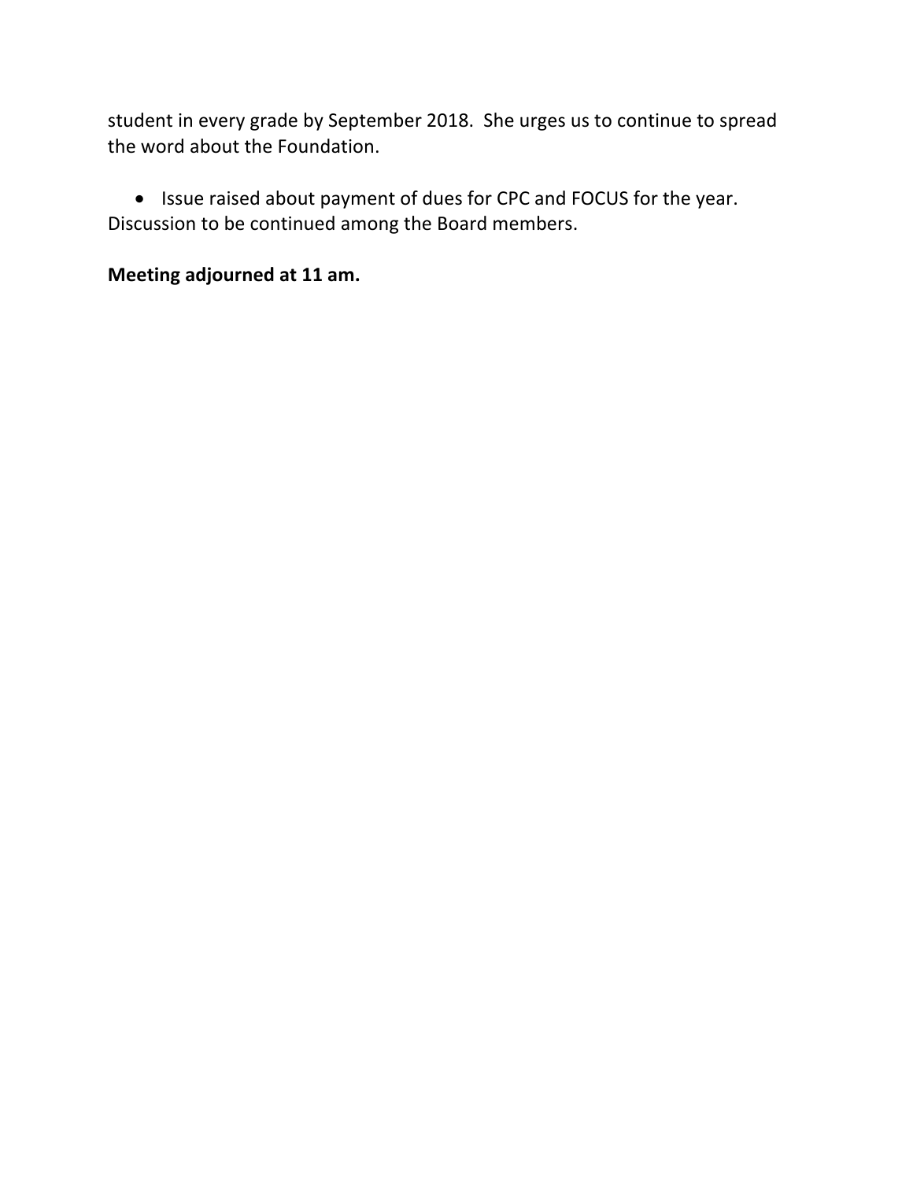student in every grade by September 2018.  She urges us to continue to spread the word about the Foundation.

- Issue raised about payment of dues for CPC and FOCUS for the year. Discussion to be continued among the Board members.

**Meeting adjourned at 11 am.**